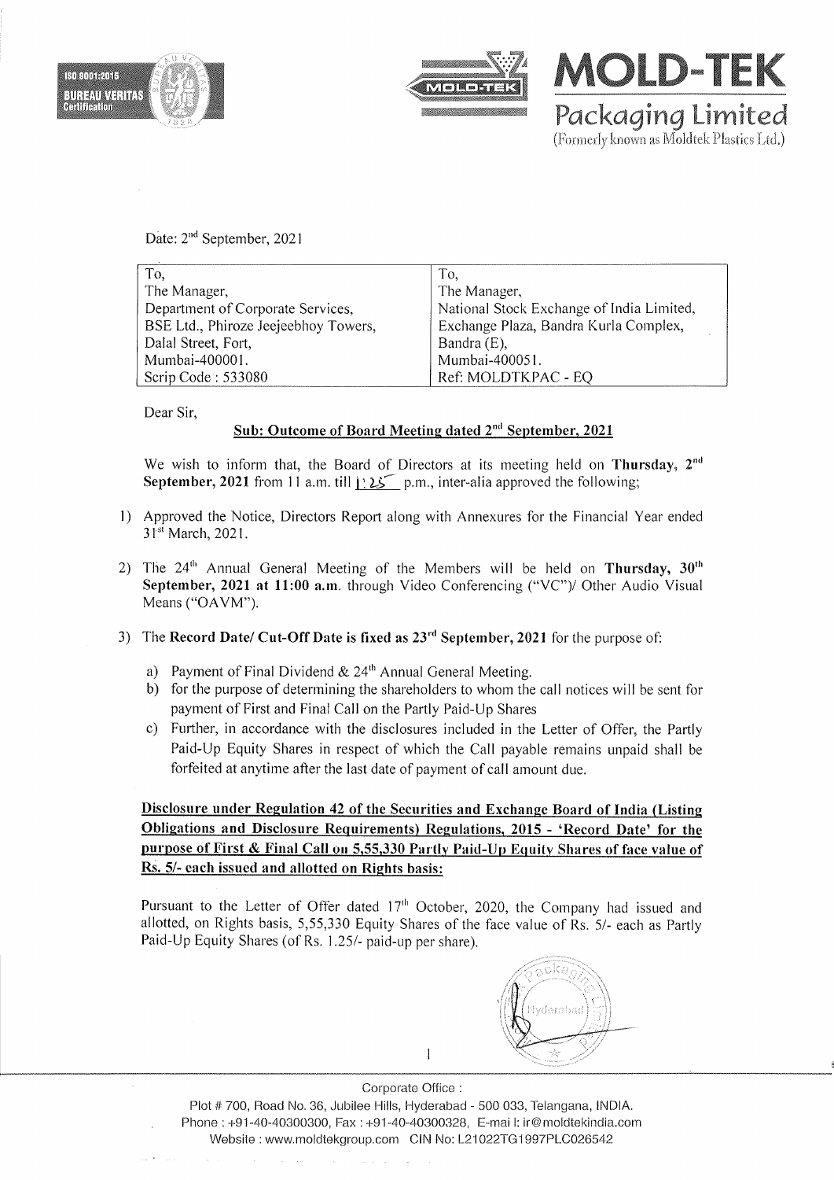# MOLD-TEK Packaging Limited

(Formerly known as Moldtek Plastics Ltd.)

Date: 2[nd] September, 2021

| To, | To, |
|---|---|
| The Manager, | The Manager, |
| Department of Corporate Services, | National Stock Exchange of India Limited, |
| BSE Ltd., Phiroze Jeejeebhoy Towers, | Exchange Plaza, Bandra Kurla Complex, |
| Dalal Street, Fort, | Bandra (E), |
| Mumbai-400001. | Mumbai-400051. |
| Scrip Code : 533080 | Ref: MOLDTKPAC - EQ |

Dear Sir,

**Sub: Outcome of Board Meeting dated 2[nd] September, 2021**

We wish to inform that, the Board of Directors at its meeting held on **Thursday, 2[nd] September, 2021** from 11 a.m. till 1:25 p.m., inter-alia approved the following;

1) Approved the Notice, Directors Report along with Annexures for the Financial Year ended 31[st] March, 2021.

2) The 24[th] Annual General Meeting of the Members will be held on **Thursday, 30[th] September, 2021 at 11:00 a.m.** through Video Conferencing ("VC")/ Other Audio Visual Means ("OAVM").

3) The **Record Date/ Cut-Off Date is fixed as 23[rd] September, 2021** for the purpose of:

   a) Payment of Final Dividend & 24[th] Annual General Meeting.

   b) for the purpose of determining the shareholders to whom the call notices will be sent for payment of First and Final Call on the Partly Paid-Up Shares

   c) Further, in accordance with the disclosures included in the Letter of Offer, the Partly Paid-Up Equity Shares in respect of which the Call payable remains unpaid shall be forfeited at anytime after the last date of payment of call amount due.

**Disclosure under Regulation 42 of the Securities and Exchange Board of India (Listing Obligations and Disclosure Requirements) Regulations, 2015 - 'Record Date' for the purpose of First & Final Call on 5,55,330 Partly Paid-Up Equity Shares of face value of Rs. 5/- each issued and allotted on Rights basis:**

Pursuant to the Letter of Offer dated 17[th] October, 2020, the Company had issued and allotted, on Rights basis, 5,55,330 Equity Shares of the face value of Rs. 5/- each as Partly Paid-Up Equity Shares (of Rs. 1.25/- paid-up per share).

Corporate Office :

Plot # 700, Road No. 36, Jubilee Hills, Hyderabad - 500 033, Telangana, INDIA.
Phone : +91-40-40300300, Fax : +91-40-40300328, E-mail: ir@moldtekindia.com
Website : www.moldtekgroup.com CIN No: L21022TG1997PLC026542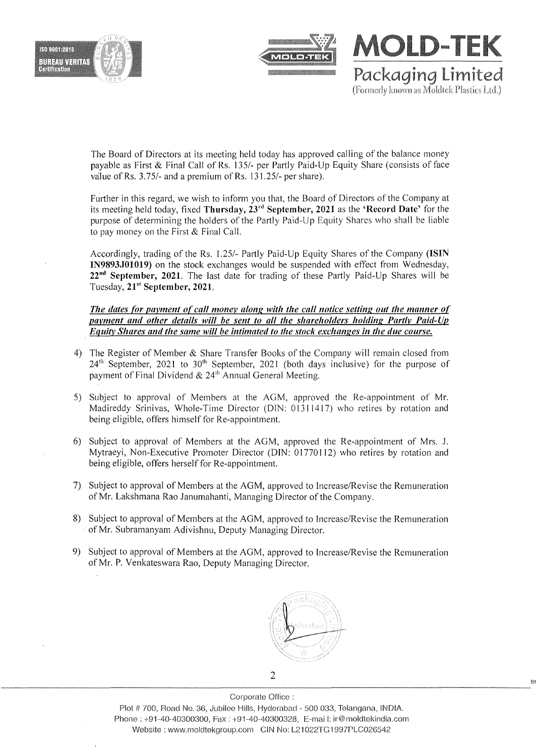The Board of Directors at its meeting held today has approved calling of the balance money payable as First & Final Call of Rs. 135/- per Partly Paid-Up Equity Share (consists of face value of Rs. 3.75/- and a premium of Rs. 131.25/- per share).

Further in this regard, we wish to inform you that, the Board of Directors of the Company at its meeting held today, fixed **Thursday, 23rd September, 2021** as the **'Record Date'** for the purpose of determining the holders of the Partly Paid-Up Equity Shares who shall be liable to pay money on the First & Final Call.

Accordingly, trading of the Rs. 1.25/- Partly Paid-Up Equity Shares of the Company **(ISIN IN9893J01019)** on the stock exchanges would be suspended with effect from Wednesday, **22nd September, 2021**. The last date for trading of these Partly Paid-Up Shares will be Tuesday, **21st September, 2021**.

***The dates for payment of call money along with the call notice setting out the manner of payment and other details will be sent to all the shareholders holding Partly Paid-Up Equity Shares and the same will be intimated to the stock exchanges in the due course.***

4) The Register of Member & Share Transfer Books of the Company will remain closed from 24th September, 2021 to 30th September, 2021 (both days inclusive) for the purpose of payment of Final Dividend & 24th Annual General Meeting.

5) Subject to approval of Members at the AGM, approved the Re-appointment of Mr. Madireddy Srinivas, Whole-Time Director (DIN: 01311417) who retires by rotation and being eligible, offers himself for Re-appointment.

6) Subject to approval of Members at the AGM, approved the Re-appointment of Mrs. J. Mytraeyi, Non-Executive Promoter Director (DIN: 01770112) who retires by rotation and being eligible, offers herself for Re-appointment.

7) Subject to approval of Members at the AGM, approved to Increase/Revise the Remuneration of Mr. Lakshmana Rao Janumahanti, Managing Director of the Company.

8) Subject to approval of Members at the AGM, approved to Increase/Revise the Remuneration of Mr. Subramanyam Adivishnu, Deputy Managing Director.

9) Subject to approval of Members at the AGM, approved to Increase/Revise the Remuneration of Mr. P. Venkateswara Rao, Deputy Managing Director.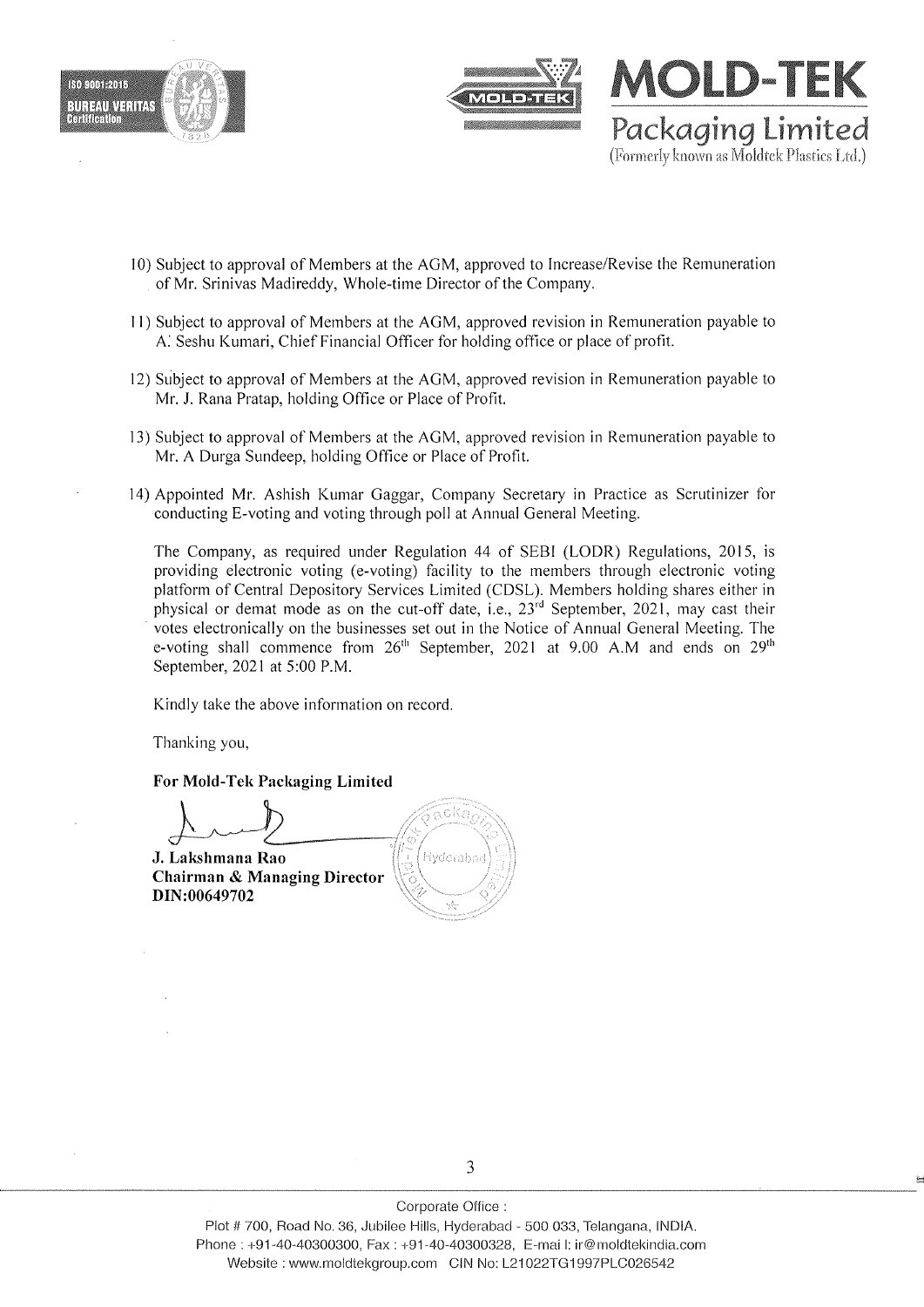10) Subject to approval of Members at the AGM, approved to Increase/Revise the Remuneration of Mr. Srinivas Madireddy, Whole-time Director of the Company.

11) Subject to approval of Members at the AGM, approved revision in Remuneration payable to A. Seshu Kumari, Chief Financial Officer for holding office or place of profit.

12) Subject to approval of Members at the AGM, approved revision in Remuneration payable to Mr. J. Rana Pratap, holding Office or Place of Profit.

13) Subject to approval of Members at the AGM, approved revision in Remuneration payable to Mr. A Durga Sundeep, holding Office or Place of Profit.

14) Appointed Mr. Ashish Kumar Gaggar, Company Secretary in Practice as Scrutinizer for conducting E-voting and voting through poll at Annual General Meeting.

The Company, as required under Regulation 44 of SEBI (LODR) Regulations, 2015, is providing electronic voting (e-voting) facility to the members through electronic voting platform of Central Depository Services Limited (CDSL). Members holding shares either in physical or demat mode as on the cut-off date, i.e., 23rd September, 2021, may cast their votes electronically on the businesses set out in the Notice of Annual General Meeting. The e-voting shall commence from 26th September, 2021 at 9.00 A.M and ends on 29th September, 2021 at 5:00 P.M.

Kindly take the above information on record.

Thanking you,

**For Mold-Tek Packaging Limited**

**J. Lakshmana Rao**
**Chairman & Managing Director**
**DIN:00649702**

Corporate Office :
Plot # 700, Road No. 36, Jubilee Hills, Hyderabad - 500 033, Telangana, INDIA.
Phone : +91-40-40300300, Fax : +91-40-40300328, E-mail: ir@moldtekindia.com
Website : www.moldtekgroup.com CIN No: L21022TG1997PLC026542